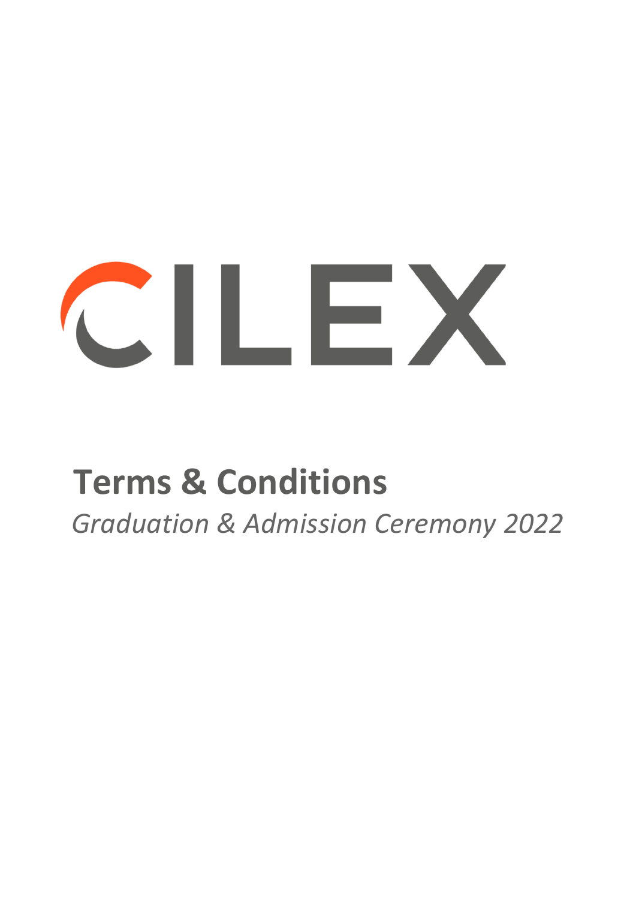CILEX

# Terms & Conditions

*Graduation & Admission Ceremony 2022*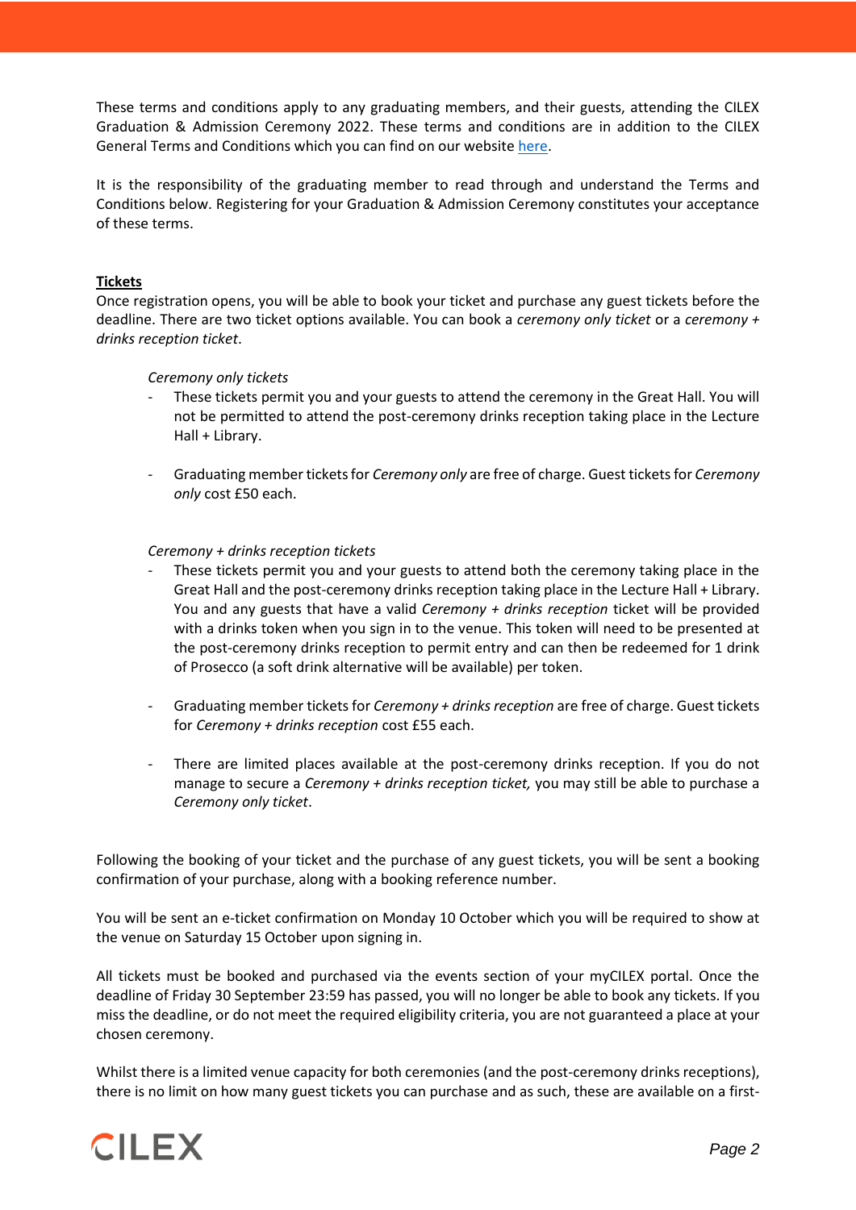These terms and conditions apply to any graduating members, and their guests, attending the CILEX Graduation & Admission Ceremony 2022. These terms and conditions are in addition to the CILEX General Terms and Conditions which you can find on our website here.

It is the responsibility of the graduating member to read through and understand the Terms and Conditions below. Registering for your Graduation & Admission Ceremony constitutes your acceptance of these terms.

**Tickets**

Once registration opens, you will be able to book your ticket and purchase any guest tickets before the deadline. There are two ticket options available. You can book a *ceremony only ticket* or a *ceremony + drinks reception ticket*.

*Ceremony only tickets*

- These tickets permit you and your guests to attend the ceremony in the Great Hall. You will not be permitted to attend the post-ceremony drinks reception taking place in the Lecture Hall + Library.
- Graduating member tickets for *Ceremony only* are free of charge. Guest tickets for *Ceremony only* cost £50 each.

*Ceremony + drinks reception tickets*

- These tickets permit you and your guests to attend both the ceremony taking place in the Great Hall and the post-ceremony drinks reception taking place in the Lecture Hall + Library. You and any guests that have a valid *Ceremony + drinks reception* ticket will be provided with a drinks token when you sign in to the venue. This token will need to be presented at the post-ceremony drinks reception to permit entry and can then be redeemed for 1 drink of Prosecco (a soft drink alternative will be available) per token.
- Graduating member tickets for *Ceremony + drinks reception* are free of charge. Guest tickets for *Ceremony + drinks reception* cost £55 each.
- There are limited places available at the post-ceremony drinks reception. If you do not manage to secure a *Ceremony + drinks reception ticket,* you may still be able to purchase a *Ceremony only ticket*.

Following the booking of your ticket and the purchase of any guest tickets, you will be sent a booking confirmation of your purchase, along with a booking reference number.

You will be sent an e-ticket confirmation on Monday 10 October which you will be required to show at the venue on Saturday 15 October upon signing in.

All tickets must be booked and purchased via the events section of your myCILEX portal. Once the deadline of Friday 30 September 23:59 has passed, you will no longer be able to book any tickets. If you miss the deadline, or do not meet the required eligibility criteria, you are not guaranteed a place at your chosen ceremony.

Whilst there is a limited venue capacity for both ceremonies (and the post-ceremony drinks receptions), there is no limit on how many guest tickets you can purchase and as such, these are available on a first-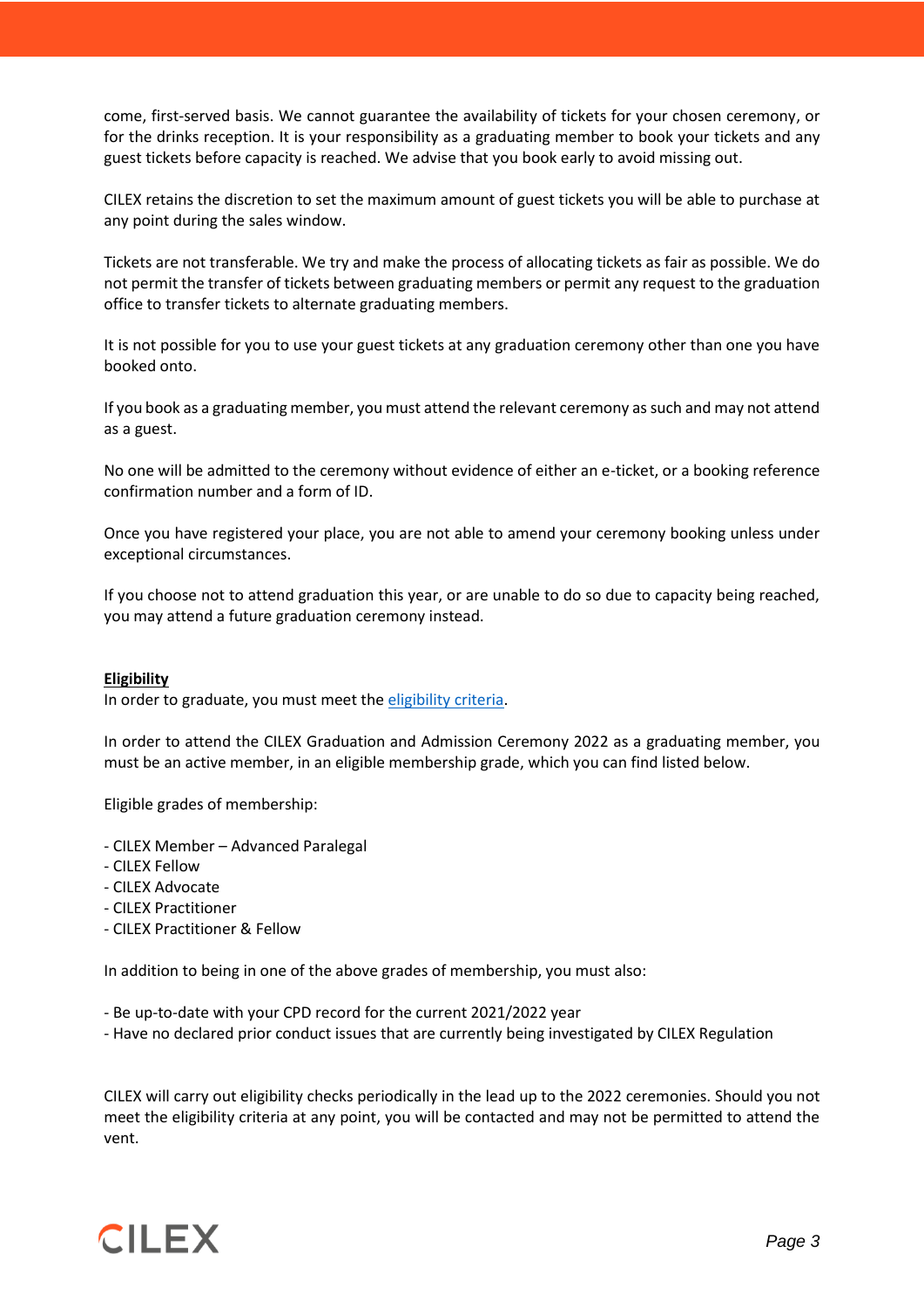come, first-served basis. We cannot guarantee the availability of tickets for your chosen ceremony, or for the drinks reception. It is your responsibility as a graduating member to book your tickets and any guest tickets before capacity is reached. We advise that you book early to avoid missing out.

CILEX retains the discretion to set the maximum amount of guest tickets you will be able to purchase at any point during the sales window.

Tickets are not transferable. We try and make the process of allocating tickets as fair as possible. We do not permit the transfer of tickets between graduating members or permit any request to the graduation office to transfer tickets to alternate graduating members.

It is not possible for you to use your guest tickets at any graduation ceremony other than one you have booked onto.

If you book as a graduating member, you must attend the relevant ceremony as such and may not attend as a guest.

No one will be admitted to the ceremony without evidence of either an e-ticket, or a booking reference confirmation number and a form of ID.

Once you have registered your place, you are not able to amend your ceremony booking unless under exceptional circumstances.

If you choose not to attend graduation this year, or are unable to do so due to capacity being reached, you may attend a future graduation ceremony instead.

**Eligibility**

In order to graduate, you must meet the eligibility criteria.

In order to attend the CILEX Graduation and Admission Ceremony 2022 as a graduating member, you must be an active member, in an eligible membership grade, which you can find listed below.

Eligible grades of membership:

- CILEX Member – Advanced Paralegal
- CILEX Fellow
- CILEX Advocate
- CILEX Practitioner
- CILEX Practitioner & Fellow

In addition to being in one of the above grades of membership, you must also:

- Be up-to-date with your CPD record for the current 2021/2022 year
- Have no declared prior conduct issues that are currently being investigated by CILEX Regulation

CILEX will carry out eligibility checks periodically in the lead up to the 2022 ceremonies. Should you not meet the eligibility criteria at any point, you will be contacted and may not be permitted to attend the vent.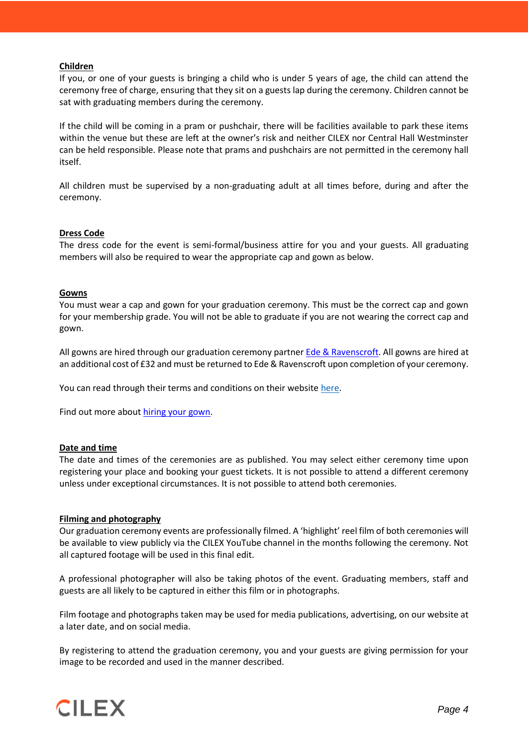## Children

If you, or one of your guests is bringing a child who is under 5 years of age, the child can attend the ceremony free of charge, ensuring that they sit on a guests lap during the ceremony. Children cannot be sat with graduating members during the ceremony.

If the child will be coming in a pram or pushchair, there will be facilities available to park these items within the venue but these are left at the owner's risk and neither CILEX nor Central Hall Westminster can be held responsible. Please note that prams and pushchairs are not permitted in the ceremony hall itself.

All children must be supervised by a non-graduating adult at all times before, during and after the ceremony.

## Dress Code

The dress code for the event is semi-formal/business attire for you and your guests. All graduating members will also be required to wear the appropriate cap and gown as below.

## Gowns

You must wear a cap and gown for your graduation ceremony. This must be the correct cap and gown for your membership grade. You will not be able to graduate if you are not wearing the correct cap and gown.

All gowns are hired through our graduation ceremony partner Ede & Ravenscroft. All gowns are hired at an additional cost of £32 and must be returned to Ede & Ravenscroft upon completion of your ceremony.

You can read through their terms and conditions on their website here.

Find out more about hiring your gown.

## Date and time

The date and times of the ceremonies are as published. You may select either ceremony time upon registering your place and booking your guest tickets. It is not possible to attend a different ceremony unless under exceptional circumstances. It is not possible to attend both ceremonies.

## Filming and photography

Our graduation ceremony events are professionally filmed. A 'highlight' reel film of both ceremonies will be available to view publicly via the CILEX YouTube channel in the months following the ceremony. Not all captured footage will be used in this final edit.

A professional photographer will also be taking photos of the event. Graduating members, staff and guests are all likely to be captured in either this film or in photographs.

Film footage and photographs taken may be used for media publications, advertising, on our website at a later date, and on social media.

By registering to attend the graduation ceremony, you and your guests are giving permission for your image to be recorded and used in the manner described.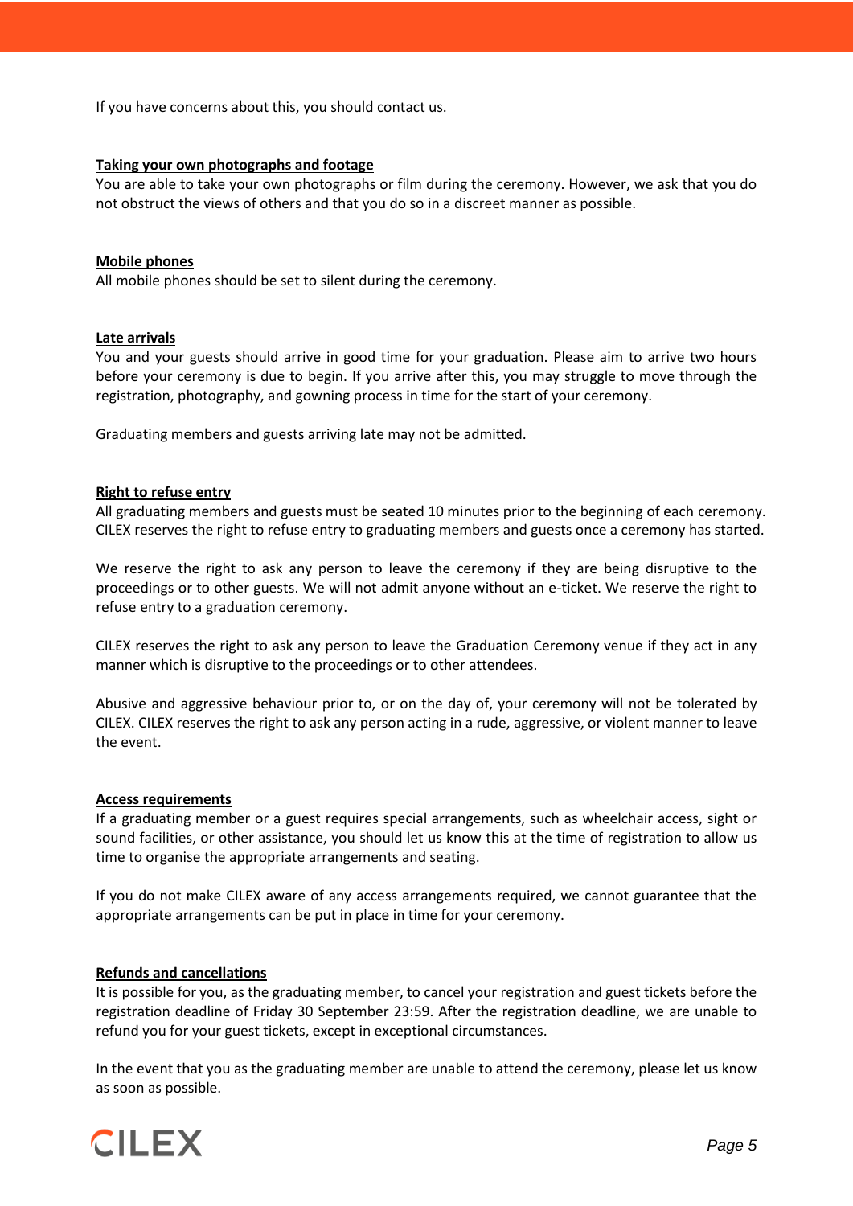If you have concerns about this, you should contact us.

**Taking your own photographs and footage**

You are able to take your own photographs or film during the ceremony. However, we ask that you do not obstruct the views of others and that you do so in a discreet manner as possible.

**Mobile phones**

All mobile phones should be set to silent during the ceremony.

**Late arrivals**

You and your guests should arrive in good time for your graduation. Please aim to arrive two hours before your ceremony is due to begin. If you arrive after this, you may struggle to move through the registration, photography, and gowning process in time for the start of your ceremony.

Graduating members and guests arriving late may not be admitted.

**Right to refuse entry**

All graduating members and guests must be seated 10 minutes prior to the beginning of each ceremony. CILEX reserves the right to refuse entry to graduating members and guests once a ceremony has started.

We reserve the right to ask any person to leave the ceremony if they are being disruptive to the proceedings or to other guests. We will not admit anyone without an e-ticket. We reserve the right to refuse entry to a graduation ceremony.

CILEX reserves the right to ask any person to leave the Graduation Ceremony venue if they act in any manner which is disruptive to the proceedings or to other attendees.

Abusive and aggressive behaviour prior to, or on the day of, your ceremony will not be tolerated by CILEX. CILEX reserves the right to ask any person acting in a rude, aggressive, or violent manner to leave the event.

**Access requirements**

If a graduating member or a guest requires special arrangements, such as wheelchair access, sight or sound facilities, or other assistance, you should let us know this at the time of registration to allow us time to organise the appropriate arrangements and seating.

If you do not make CILEX aware of any access arrangements required, we cannot guarantee that the appropriate arrangements can be put in place in time for your ceremony.

**Refunds and cancellations**

It is possible for you, as the graduating member, to cancel your registration and guest tickets before the registration deadline of Friday 30 September 23:59. After the registration deadline, we are unable to refund you for your guest tickets, except in exceptional circumstances.

In the event that you as the graduating member are unable to attend the ceremony, please let us know as soon as possible.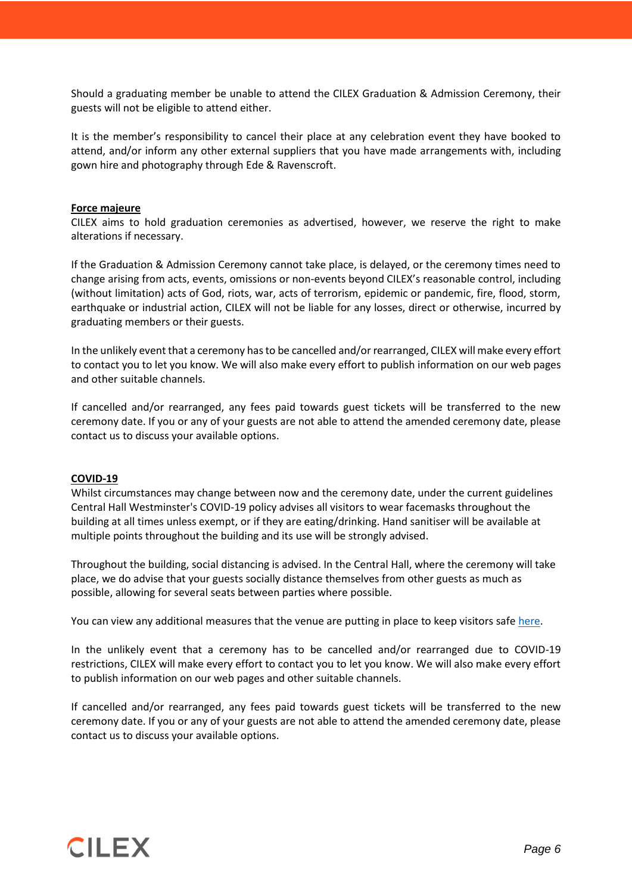Should a graduating member be unable to attend the CILEX Graduation & Admission Ceremony, their guests will not be eligible to attend either.

It is the member's responsibility to cancel their place at any celebration event they have booked to attend, and/or inform any other external suppliers that you have made arrangements with, including gown hire and photography through Ede & Ravenscroft.

**Force majeure**

CILEX aims to hold graduation ceremonies as advertised, however, we reserve the right to make alterations if necessary.

If the Graduation & Admission Ceremony cannot take place, is delayed, or the ceremony times need to change arising from acts, events, omissions or non-events beyond CILEX's reasonable control, including (without limitation) acts of God, riots, war, acts of terrorism, epidemic or pandemic, fire, flood, storm, earthquake or industrial action, CILEX will not be liable for any losses, direct or otherwise, incurred by graduating members or their guests.

In the unlikely event that a ceremony has to be cancelled and/or rearranged, CILEX will make every effort to contact you to let you know. We will also make every effort to publish information on our web pages and other suitable channels.

If cancelled and/or rearranged, any fees paid towards guest tickets will be transferred to the new ceremony date. If you or any of your guests are not able to attend the amended ceremony date, please contact us to discuss your available options.

**COVID-19**

Whilst circumstances may change between now and the ceremony date, under the current guidelines Central Hall Westminster's COVID-19 policy advises all visitors to wear facemasks throughout the building at all times unless exempt, or if they are eating/drinking. Hand sanitiser will be available at multiple points throughout the building and its use will be strongly advised.

Throughout the building, social distancing is advised. In the Central Hall, where the ceremony will take place, we do advise that your guests socially distance themselves from other guests as much as possible, allowing for several seats between parties where possible.

You can view any additional measures that the venue are putting in place to keep visitors safe here.

In the unlikely event that a ceremony has to be cancelled and/or rearranged due to COVID-19 restrictions, CILEX will make every effort to contact you to let you know. We will also make every effort to publish information on our web pages and other suitable channels.

If cancelled and/or rearranged, any fees paid towards guest tickets will be transferred to the new ceremony date. If you or any of your guests are not able to attend the amended ceremony date, please contact us to discuss your available options.